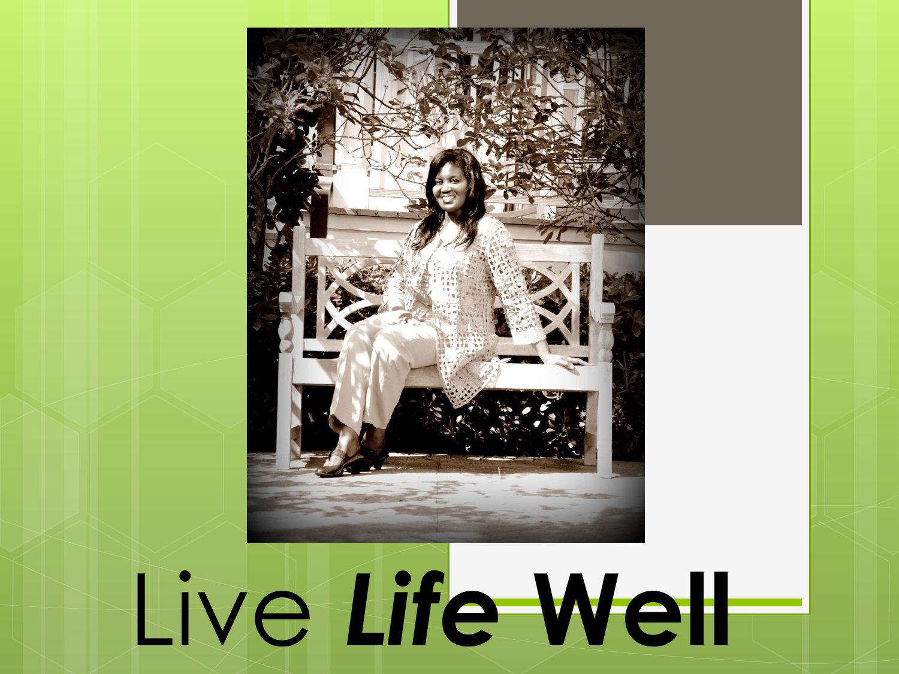# Live ***Life Well***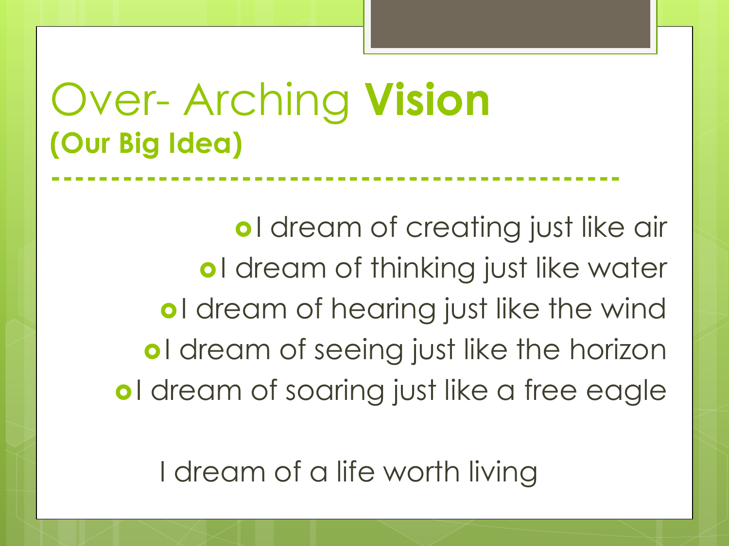# Over- Arching **Vision**
**(Our Big Idea)**

---

- I dream of creating just like air
- I dream of thinking just like water
- I dream of hearing just like the wind
- I dream of seeing just like the horizon
- I dream of soaring just like a free eagle

I dream of a life worth living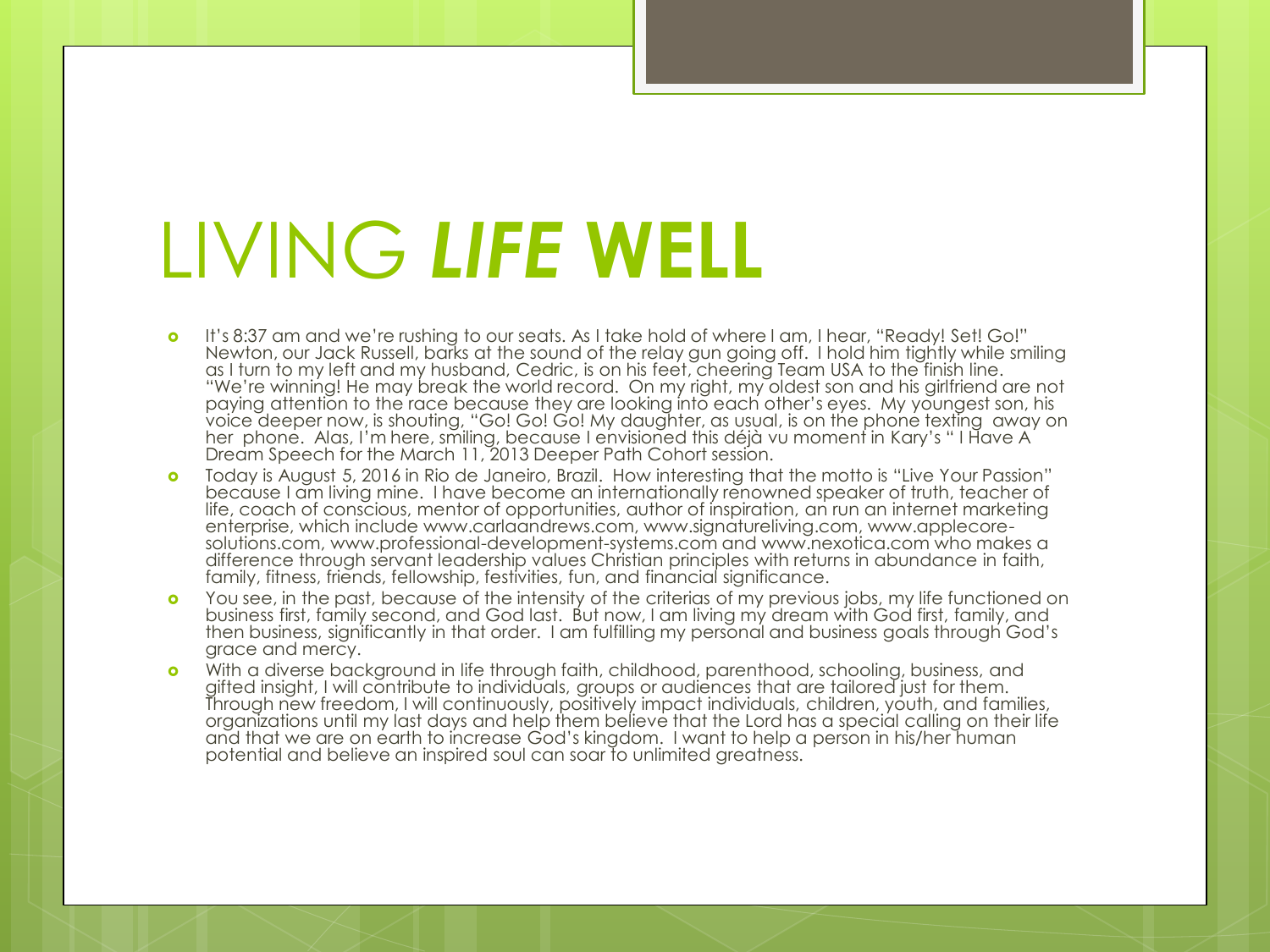# LIVING ***LIFE*** **WELL**

- It's 8:37 am and we're rushing to our seats. As I take hold of where I am, I hear, "Ready! Set! Go!" Newton, our Jack Russell, barks at the sound of the relay gun going off. I hold him tightly while smiling as I turn to my left and my husband, Cedric, is on his feet, cheering Team USA to the finish line. "We're winning! He may break the world record. On my right, my oldest son and his girlfriend are not paying attention to the race because they are looking into each other's eyes. My youngest son, his voice deeper now, is shouting, "Go! Go! Go! My daughter, as usual, is on the phone texting away on her phone. Alas, I'm here, smiling, because I envisioned this déjà vu moment in Kary's " I Have A Dream Speech for the March 11, 2013 Deeper Path Cohort session.
- Today is August 5, 2016 in Rio de Janeiro, Brazil. How interesting that the motto is "Live Your Passion" because I am living mine. I have become an internationally renowned speaker of truth, teacher of life, coach of conscious, mentor of opportunities, author of inspiration, an run an internet marketing enterprise, which include www.carlaandrews.com, www.signatureliving.com, www.applecore-solutions.com, www.professional-development-systems.com and www.nexotica.com who makes a difference through servant leadership values Christian principles with returns in abundance in faith, family, fitness, friends, fellowship, festivities, fun, and financial significance.
- You see, in the past, because of the intensity of the criterias of my previous jobs, my life functioned on business first, family second, and God last. But now, I am living my dream with God first, family, and then business, significantly in that order. I am fulfilling my personal and business goals through God's grace and mercy.
- With a diverse background in life through faith, childhood, parenthood, schooling, business, and gifted insight, I will contribute to individuals, groups or audiences that are tailored just for them. Through new freedom, I will continuously, positively impact individuals, children, youth, and families, organizations until my last days and help them believe that the Lord has a special calling on their life and that we are on earth to increase God's kingdom. I want to help a person in his/her human potential and believe an inspired soul can soar to unlimited greatness.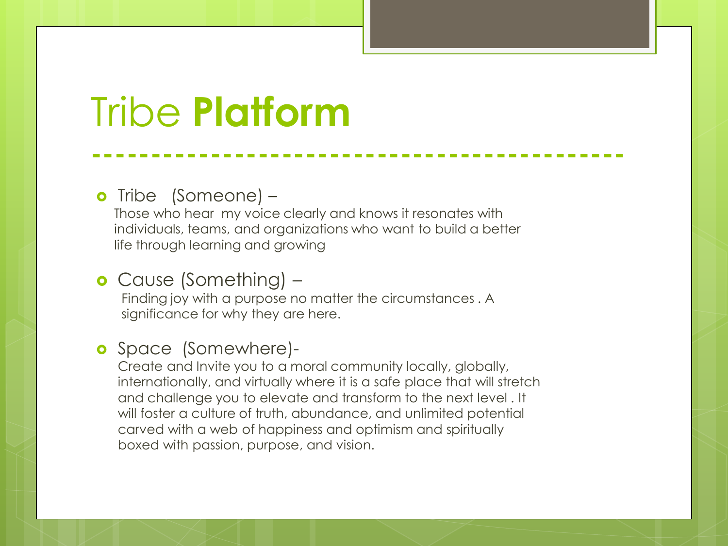# Tribe **Platform**

- Tribe (Someone) –
  Those who hear my voice clearly and knows it resonates with individuals, teams, and organizations who want to build a better life through learning and growing
- Cause (Something) –
  Finding joy with a purpose no matter the circumstances . A significance for why they are here.
- Space (Somewhere)-
  Create and Invite you to a moral community locally, globally, internationally, and virtually where it is a safe place that will stretch and challenge you to elevate and transform to the next level . It will foster a culture of truth, abundance, and unlimited potential carved with a web of happiness and optimism and spiritually boxed with passion, purpose, and vision.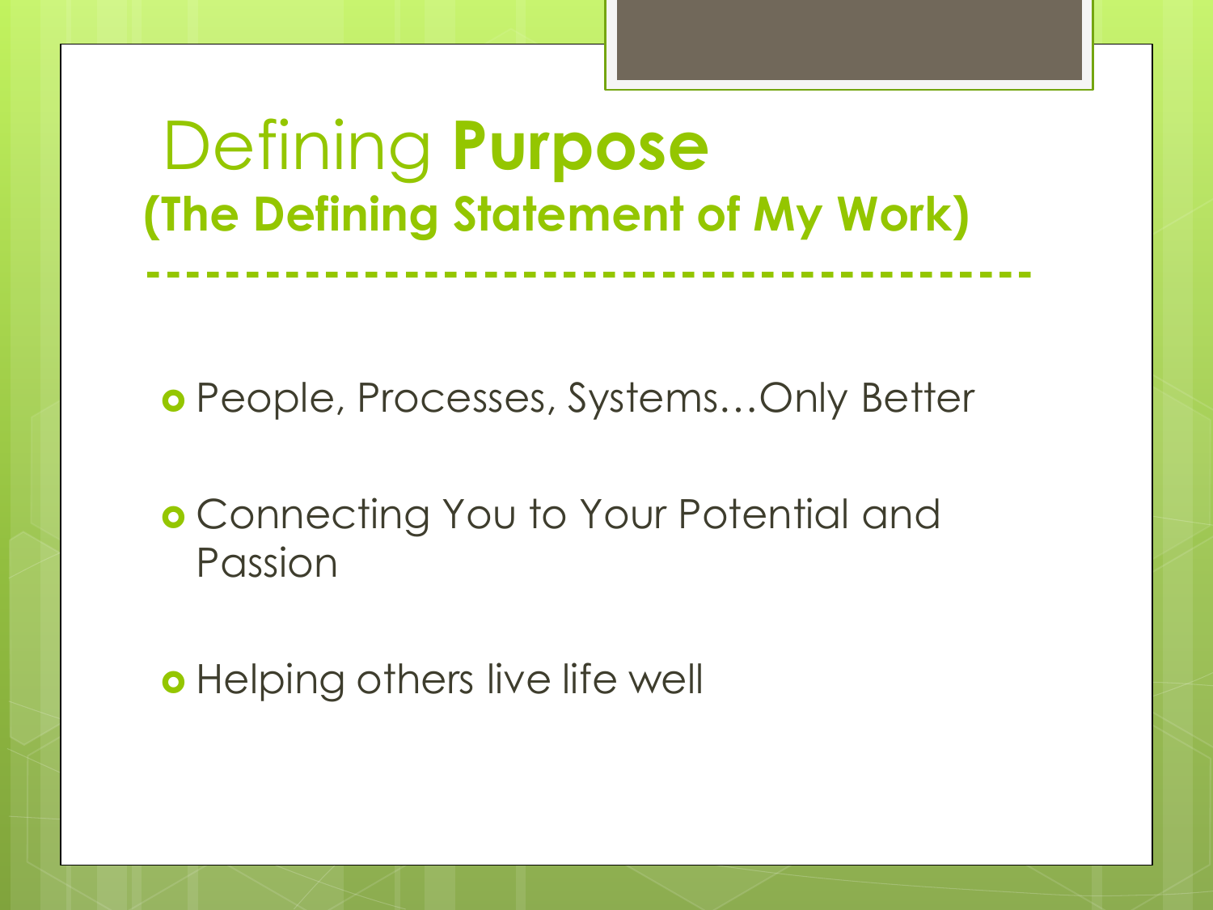# Defining **Purpose**
## (The Defining Statement of My Work)

- People, Processes, Systems…Only Better
- Connecting You to Your Potential and Passion
- Helping others live life well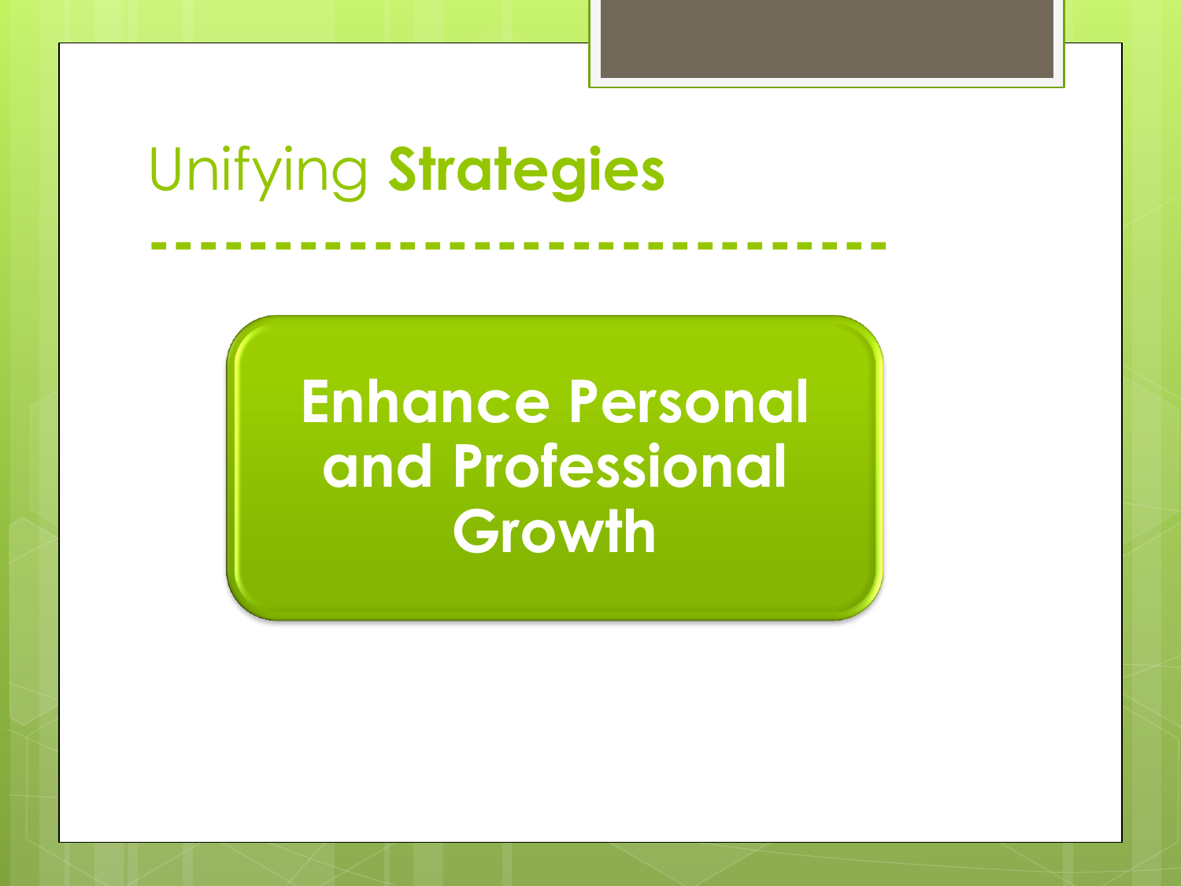# Unifying **Strategies**

**Enhance Personal and Professional Growth**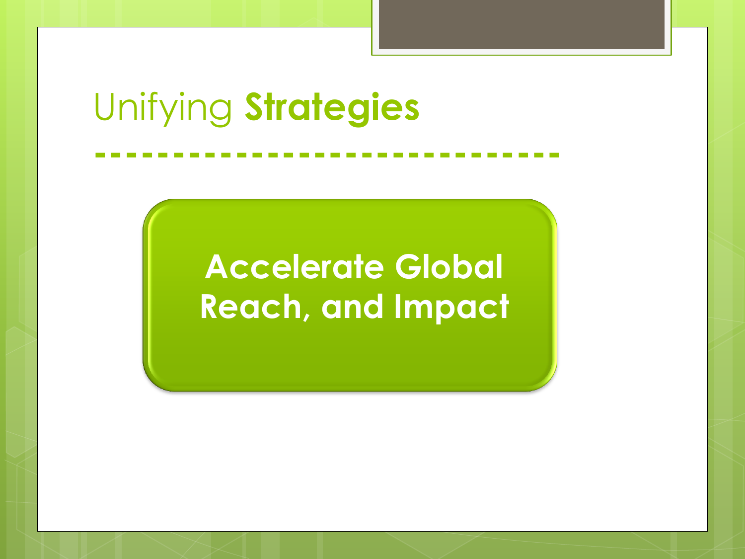# Unifying **Strategies**

**Accelerate Global Reach, and Impact**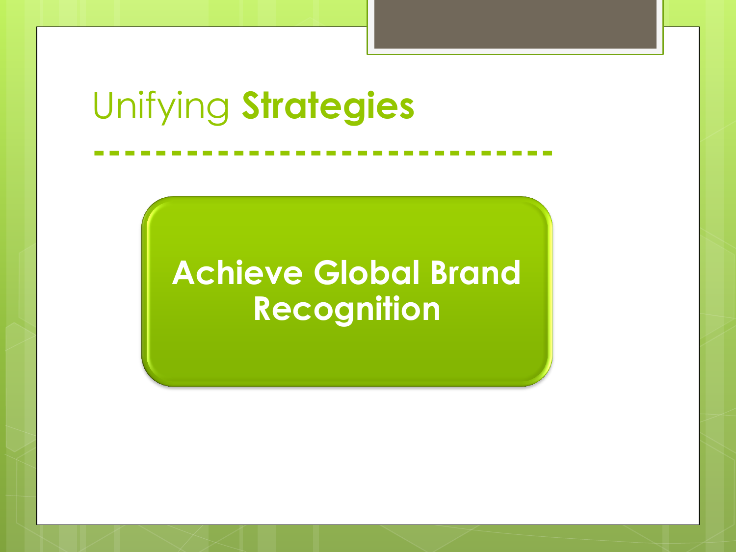# Unifying **Strategies**

**Achieve Global Brand Recognition**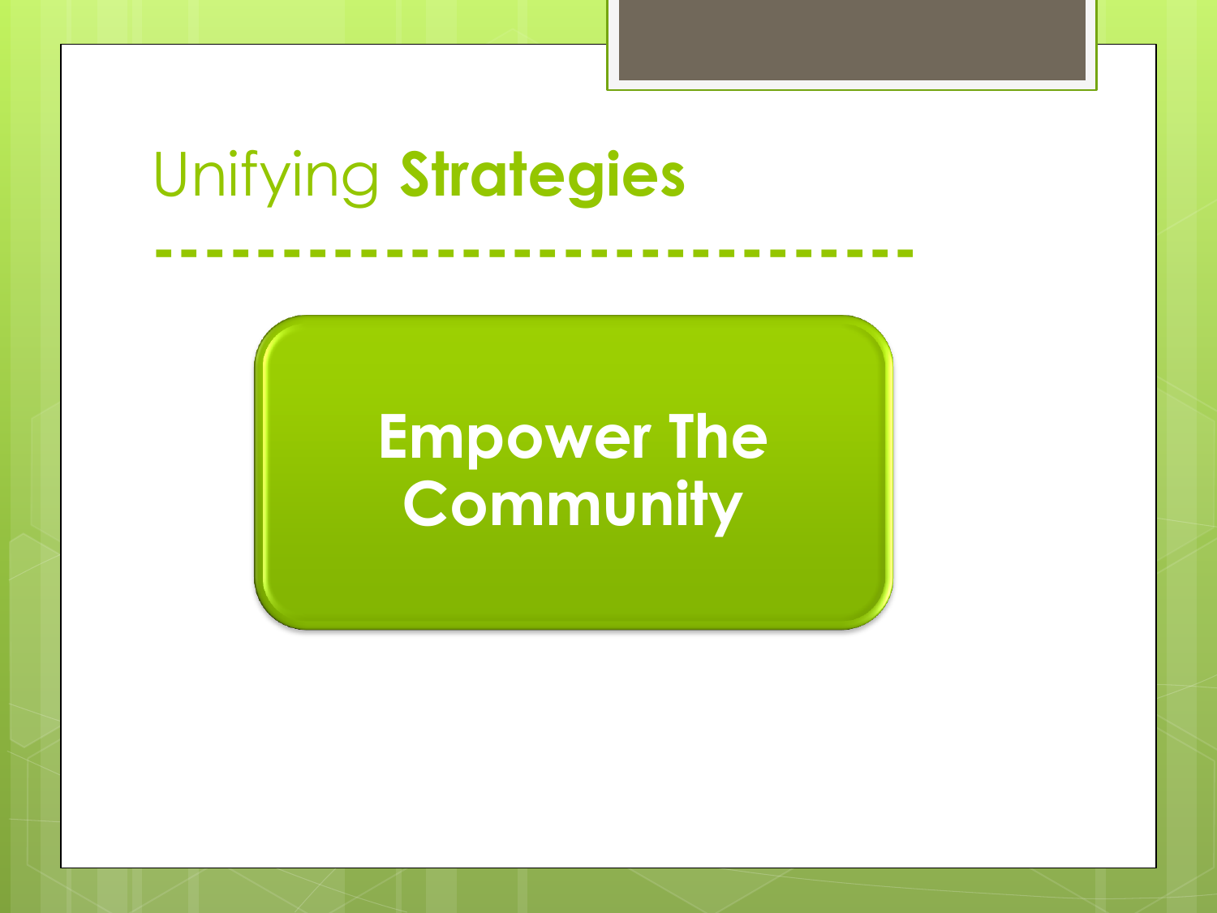# Unifying **Strategies**

**Empower The Community**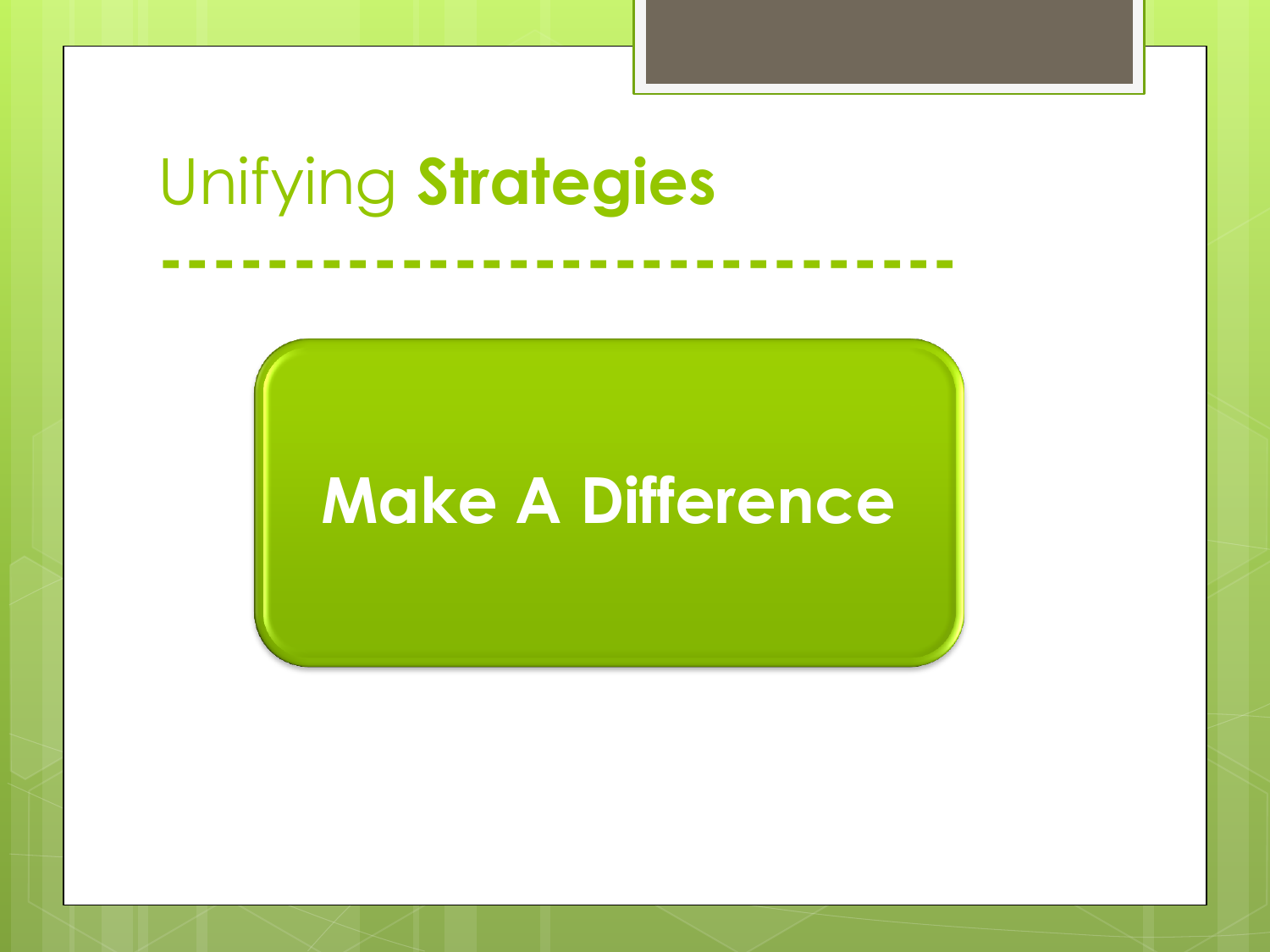# Unifying **Strategies**

**Make A Difference**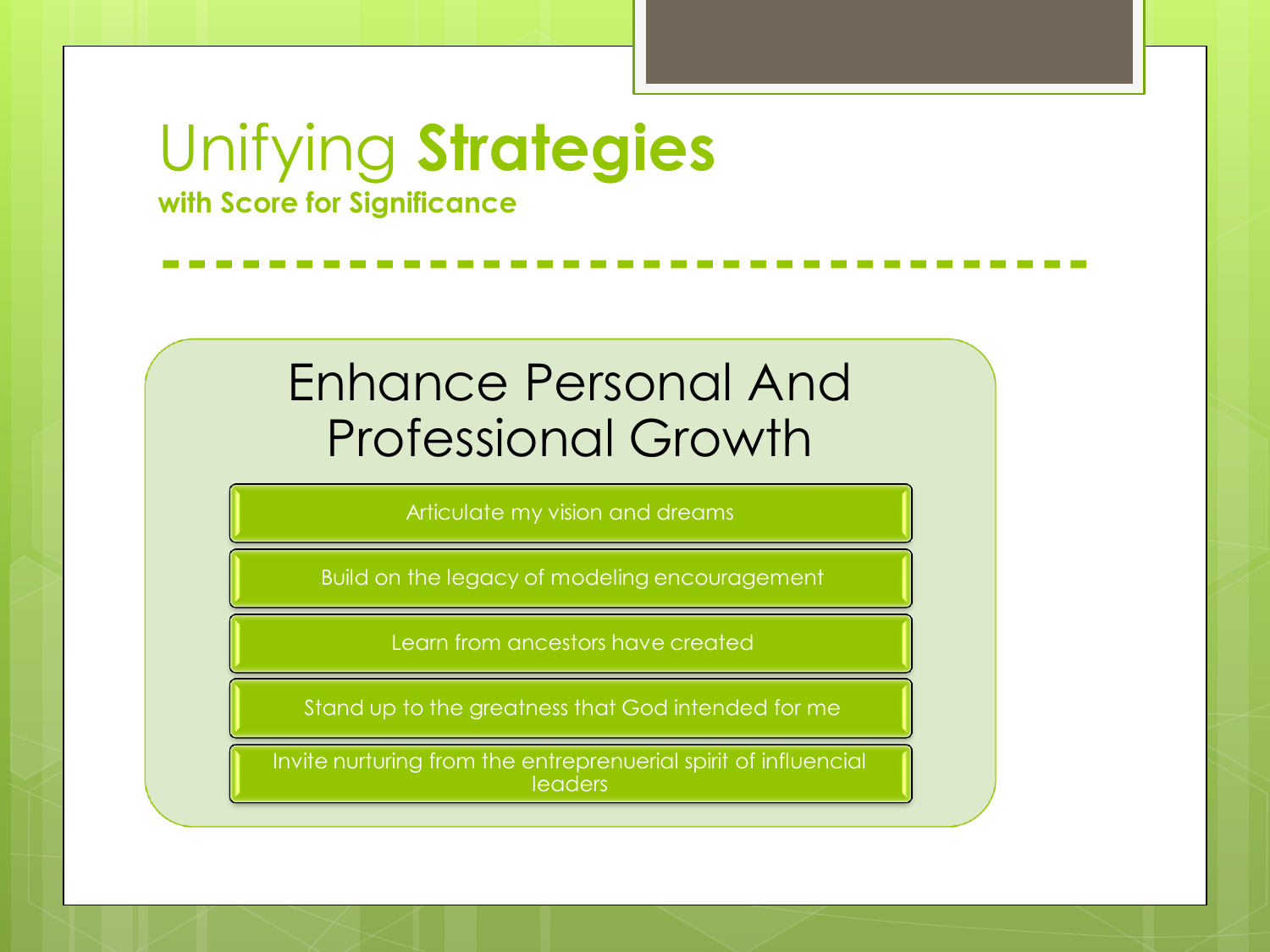# Unifying **Strategies**

**with Score for Significance**

## Enhance Personal And Professional Growth

- Articulate my vision and dreams
- Build on the legacy of modeling encouragement
- Learn from ancestors have created
- Stand up to the greatness that God intended for me
- Invite nurturing from the entreprenuerial spirit of influencial leaders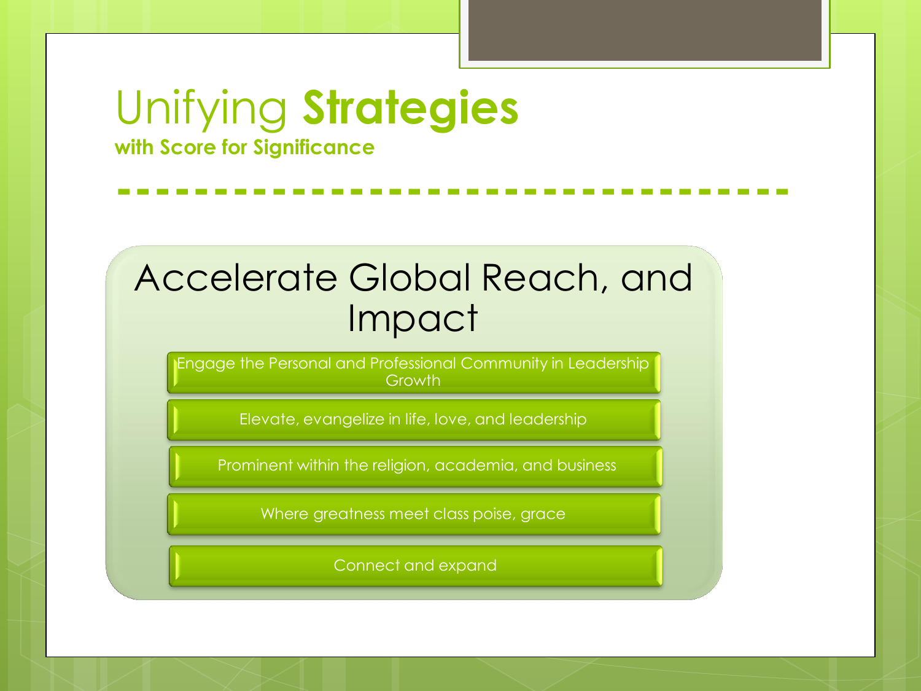# Unifying **Strategies**

**with Score for Significance**

## Accelerate Global Reach, and Impact

- Engage the Personal and Professional Community in Leadership Growth
- Elevate, evangelize in life, love, and leadership
- Prominent within the religion, academia, and business
- Where greatness meet class poise, grace
- Connect and expand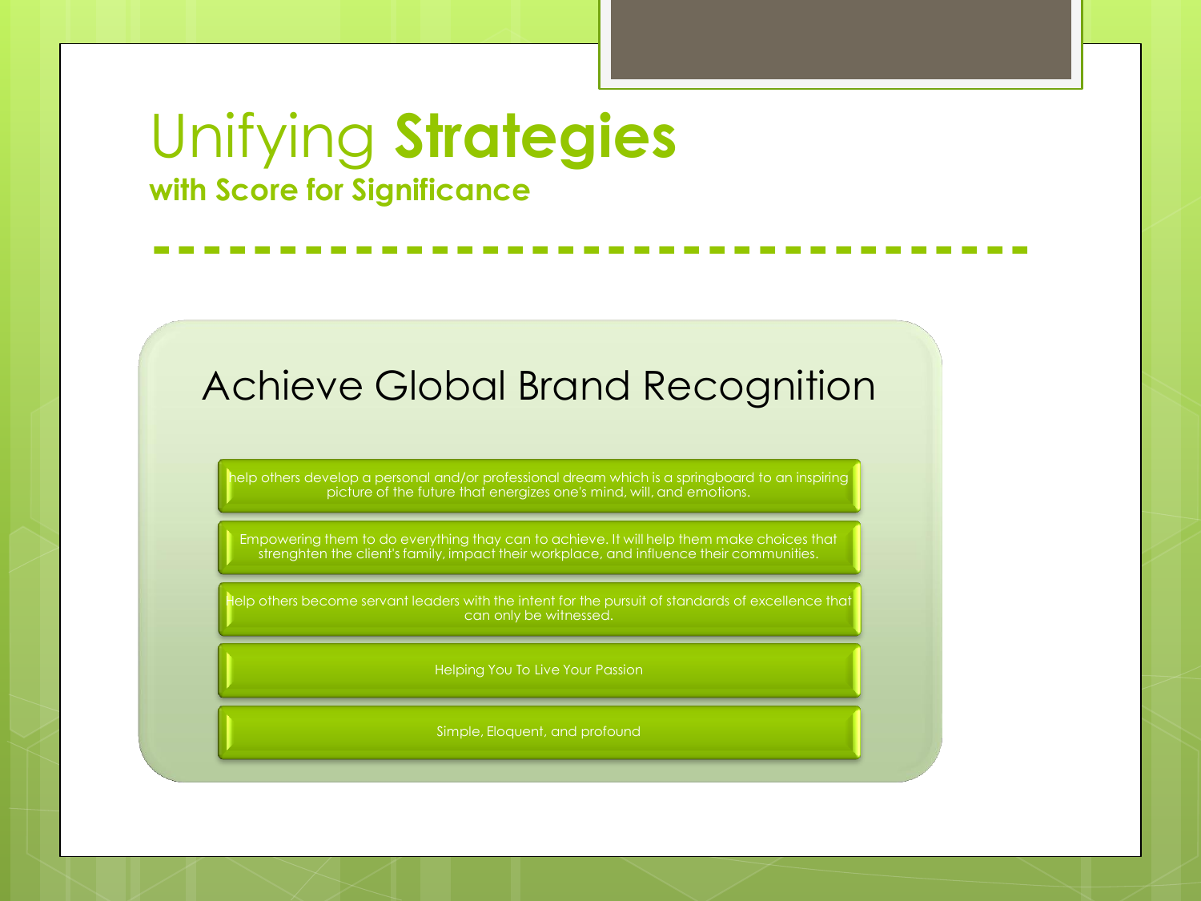# Unifying **Strategies**

## with Score for Significance

### Achieve Global Brand Recognition

- help others develop a personal and/or professional dream which is a springboard to an inspiring picture of the future that energizes one's mind, will, and emotions.
- Empowering them to do everything thay can to achieve. It will help them make choices that strenghten the client's family, impact their workplace, and influence their communities.
- Help others become servant leaders with the intent for the pursuit of standards of excellence that can only be witnessed.
- Helping You To Live Your Passion
- Simple, Eloquent, and profound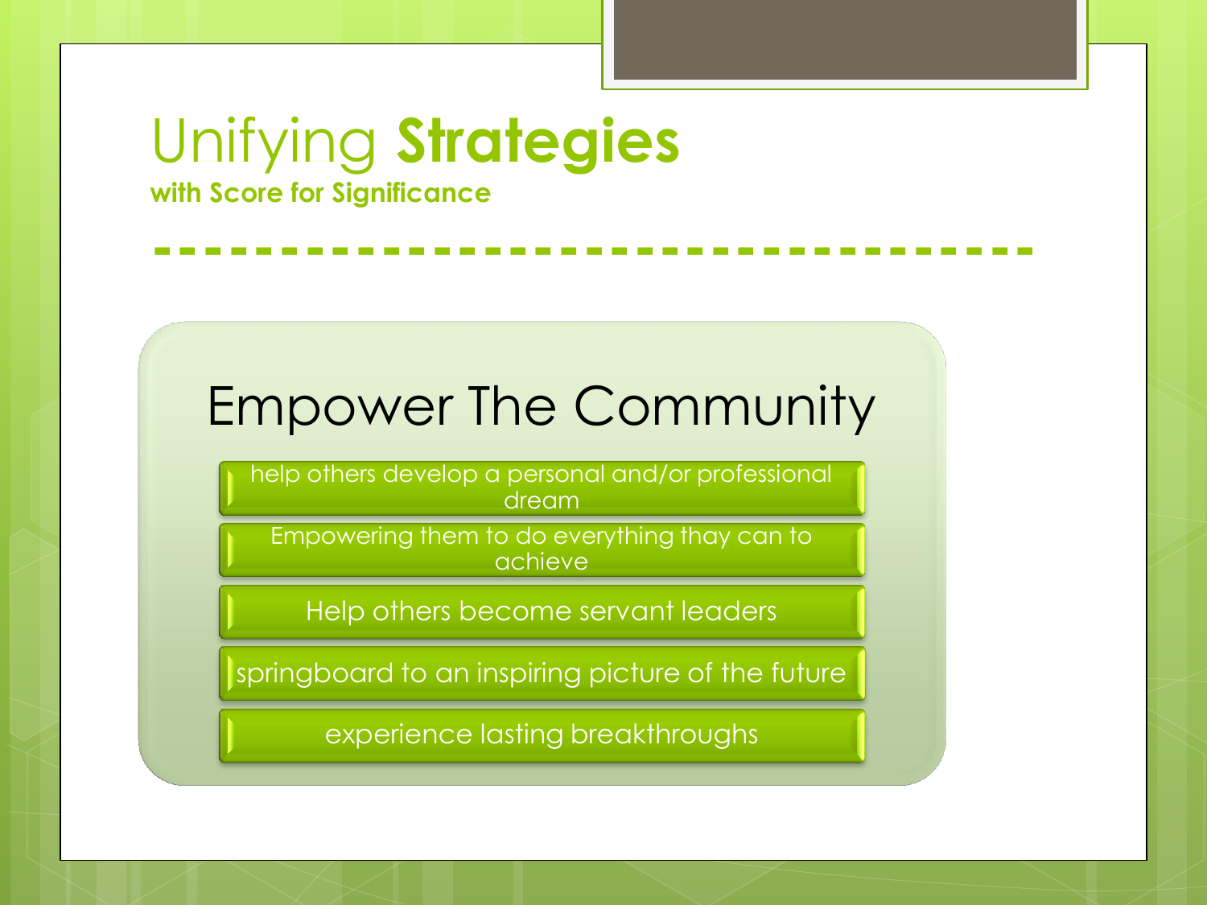# Unifying **Strategies**

**with Score for Significance**

## Empower The Community

- help others develop a personal and/or professional dream
- Empowering them to do everything thay can to achieve
- Help others become servant leaders
- springboard to an inspiring picture of the future
- experience lasting breakthroughs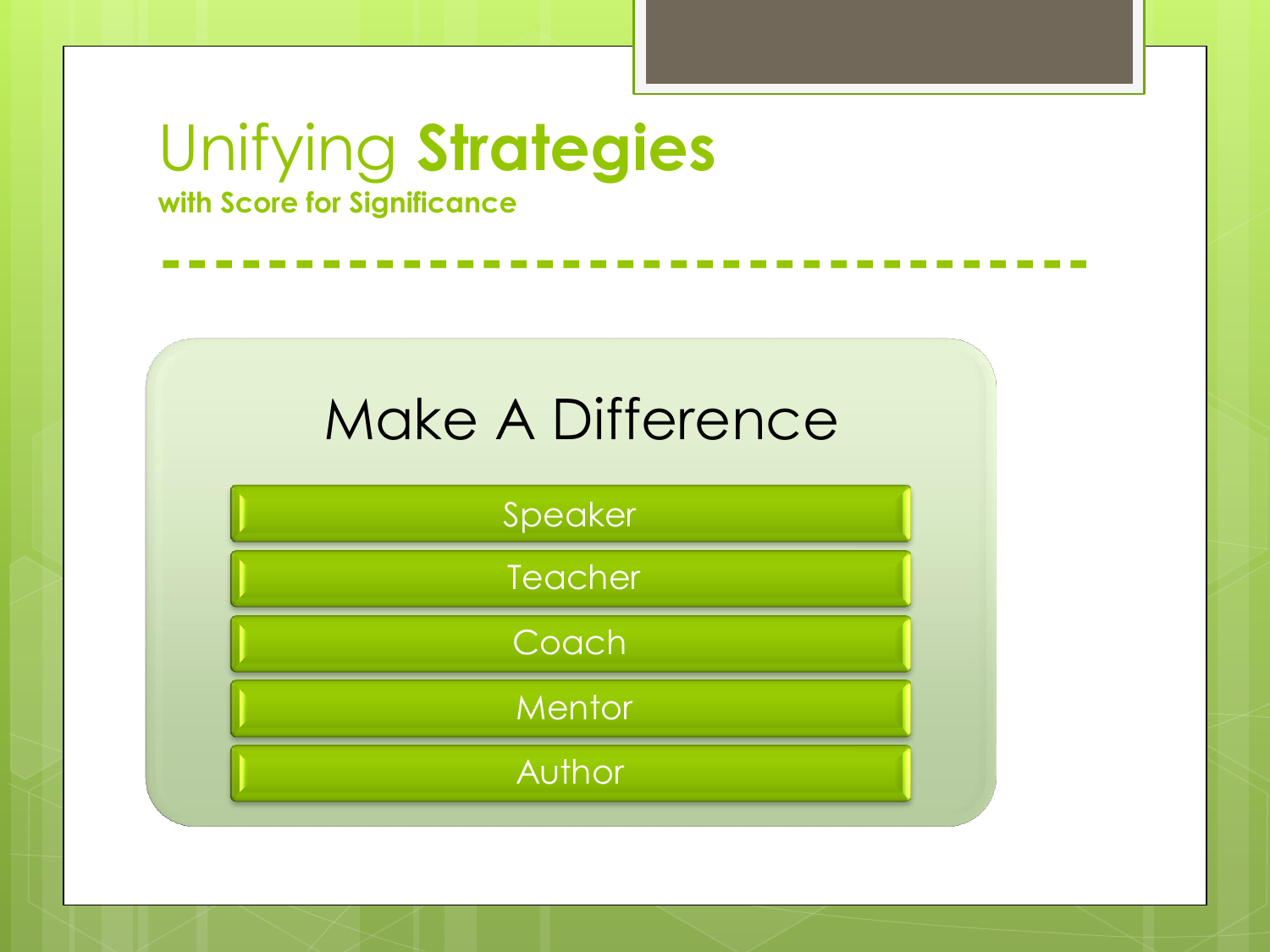# Unifying **Strategies**

**with Score for Significance**

## Make A Difference

- Speaker
- Teacher
- Coach
- Mentor
- Author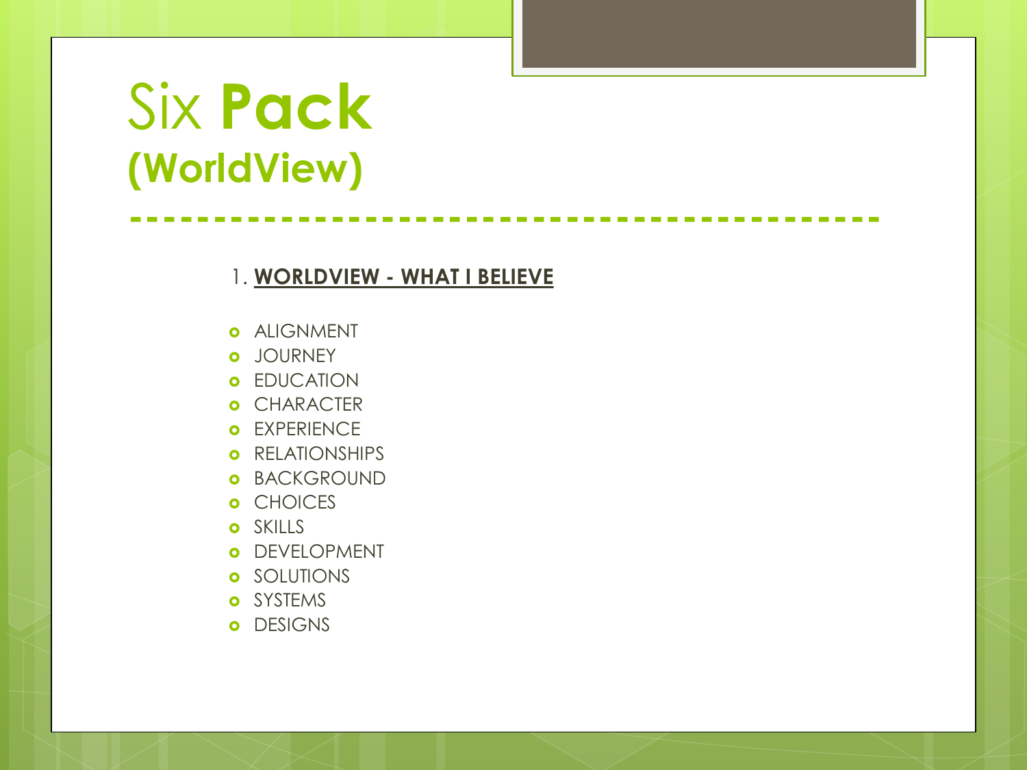# Six **Pack**
## **(WorldView)**

1. **WORLDVIEW - WHAT I BELIEVE**

- ALIGNMENT
- JOURNEY
- EDUCATION
- CHARACTER
- EXPERIENCE
- RELATIONSHIPS
- BACKGROUND
- CHOICES
- SKILLS
- DEVELOPMENT
- SOLUTIONS
- SYSTEMS
- DESIGNS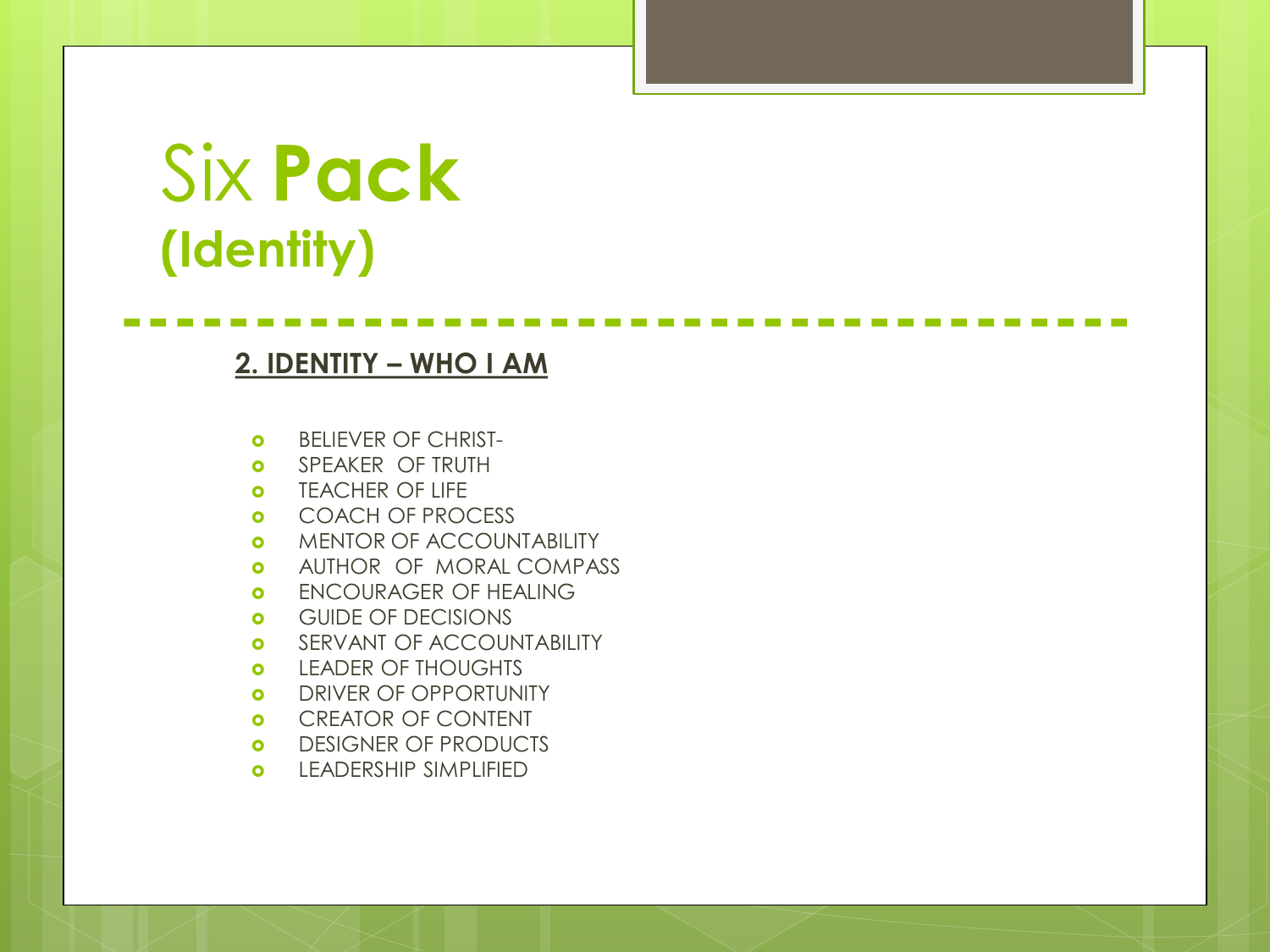# Six **Pack** **(Identity)**

**2. IDENTITY – WHO I AM**

- BELIEVER OF CHRIST-
- SPEAKER OF TRUTH
- TEACHER OF LIFE
- COACH OF PROCESS
- MENTOR OF ACCOUNTABILITY
- AUTHOR OF MORAL COMPASS
- ENCOURAGER OF HEALING
- GUIDE OF DECISIONS
- SERVANT OF ACCOUNTABILITY
- LEADER OF THOUGHTS
- DRIVER OF OPPORTUNITY
- CREATOR OF CONTENT
- DESIGNER OF PRODUCTS
- LEADERSHIP SIMPLIFIED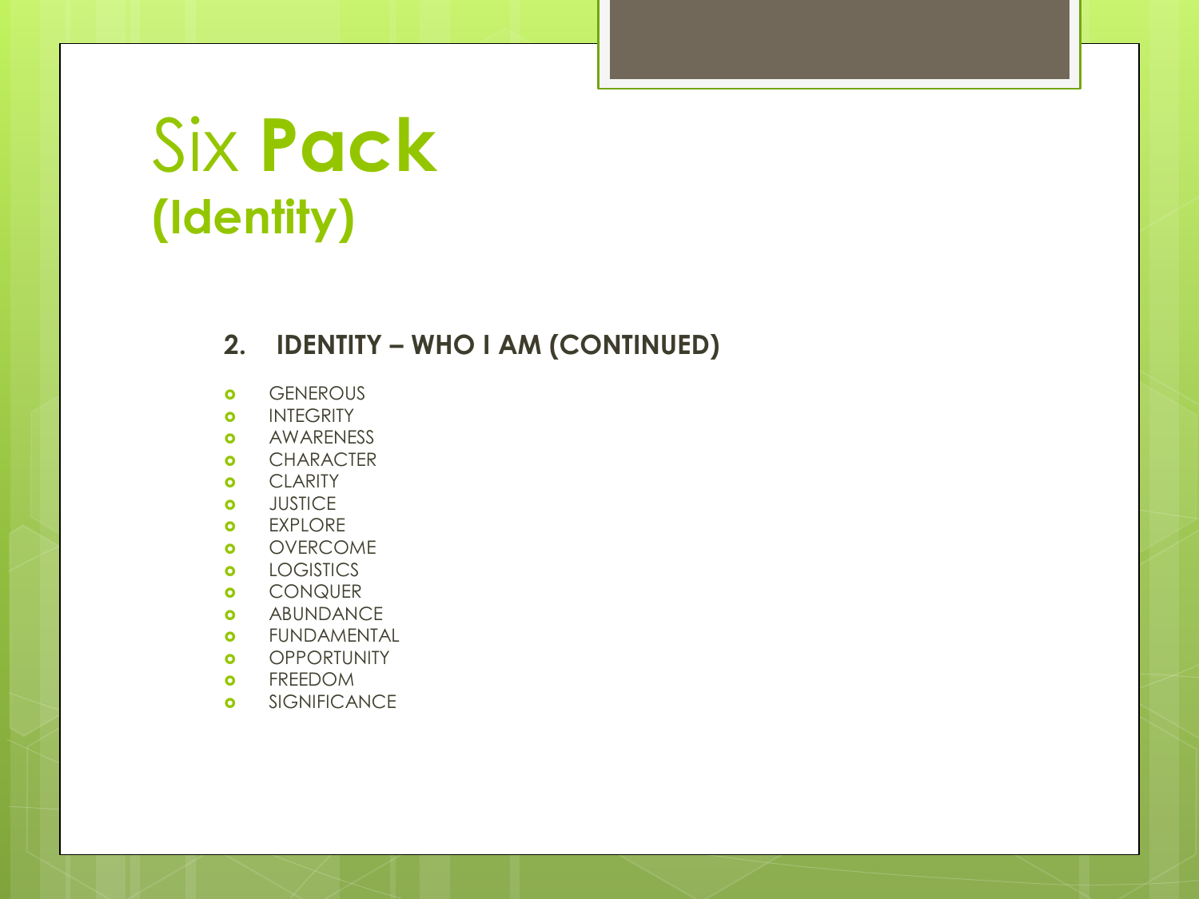# Six **Pack**
## **(Identity)**

**2. IDENTITY – WHO I AM (CONTINUED)**

- GENEROUS
- INTEGRITY
- AWARENESS
- CHARACTER
- CLARITY
- JUSTICE
- EXPLORE
- OVERCOME
- LOGISTICS
- CONQUER
- ABUNDANCE
- FUNDAMENTAL
- OPPORTUNITY
- FREEDOM
- SIGNIFICANCE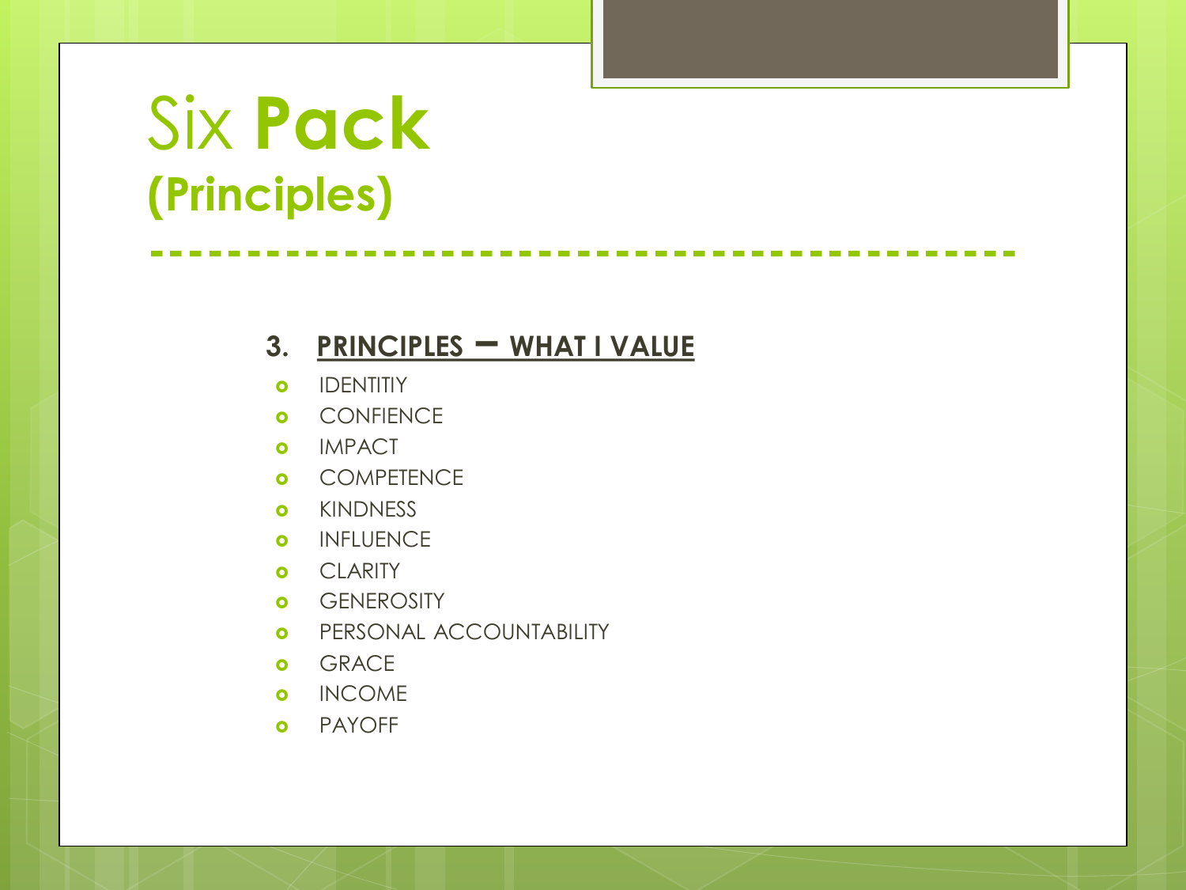# Six **Pack** **(Principles)**

**3. <u>PRINCIPLES – WHAT I VALUE</u>**

- IDENTITIY
- CONFIENCE
- IMPACT
- COMPETENCE
- KINDNESS
- INFLUENCE
- CLARITY
- GENEROSITY
- PERSONAL ACCOUNTABILITY
- GRACE
- INCOME
- PAYOFF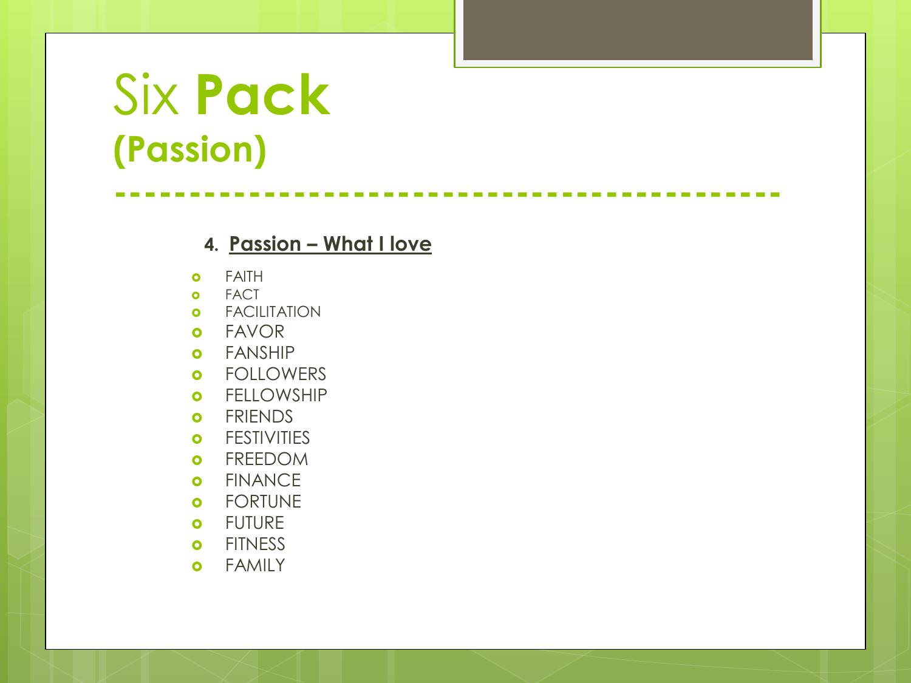# Six **Pack** **(Passion)**

4. **Passion – What I love**

- FAITH
- FACT
- FACILITATION
- FAVOR
- FANSHIP
- FOLLOWERS
- FELLOWSHIP
- FRIENDS
- FESTIVITIES
- FREEDOM
- FINANCE
- FORTUNE
- FUTURE
- FITNESS
- FAMILY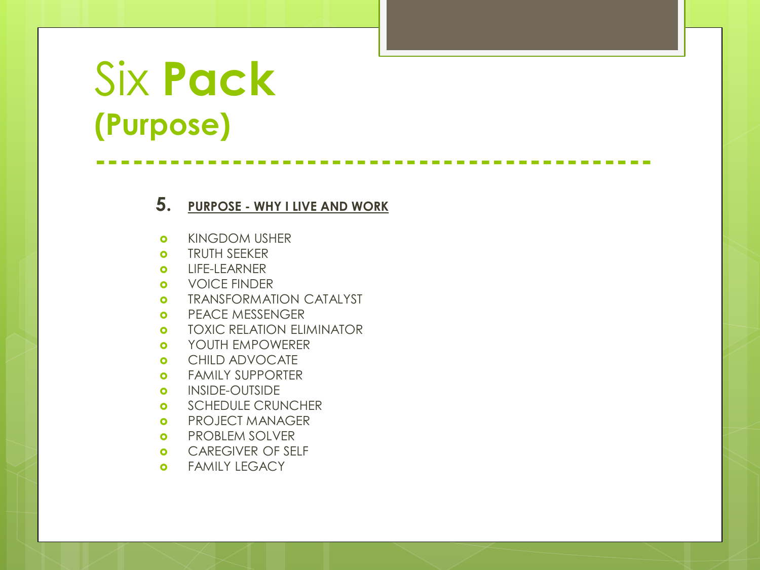# Six **Pack**
## (Purpose)

**5.** **PURPOSE - WHY I LIVE AND WORK**

- KINGDOM USHER
- TRUTH SEEKER
- LIFE-LEARNER
- VOICE FINDER
- TRANSFORMATION CATALYST
- PEACE MESSENGER
- TOXIC RELATION ELIMINATOR
- YOUTH EMPOWERER
- CHILD ADVOCATE
- FAMILY SUPPORTER
- INSIDE-OUTSIDE
- SCHEDULE CRUNCHER
- PROJECT MANAGER
- PROBLEM SOLVER
- CAREGIVER OF SELF
- FAMILY LEGACY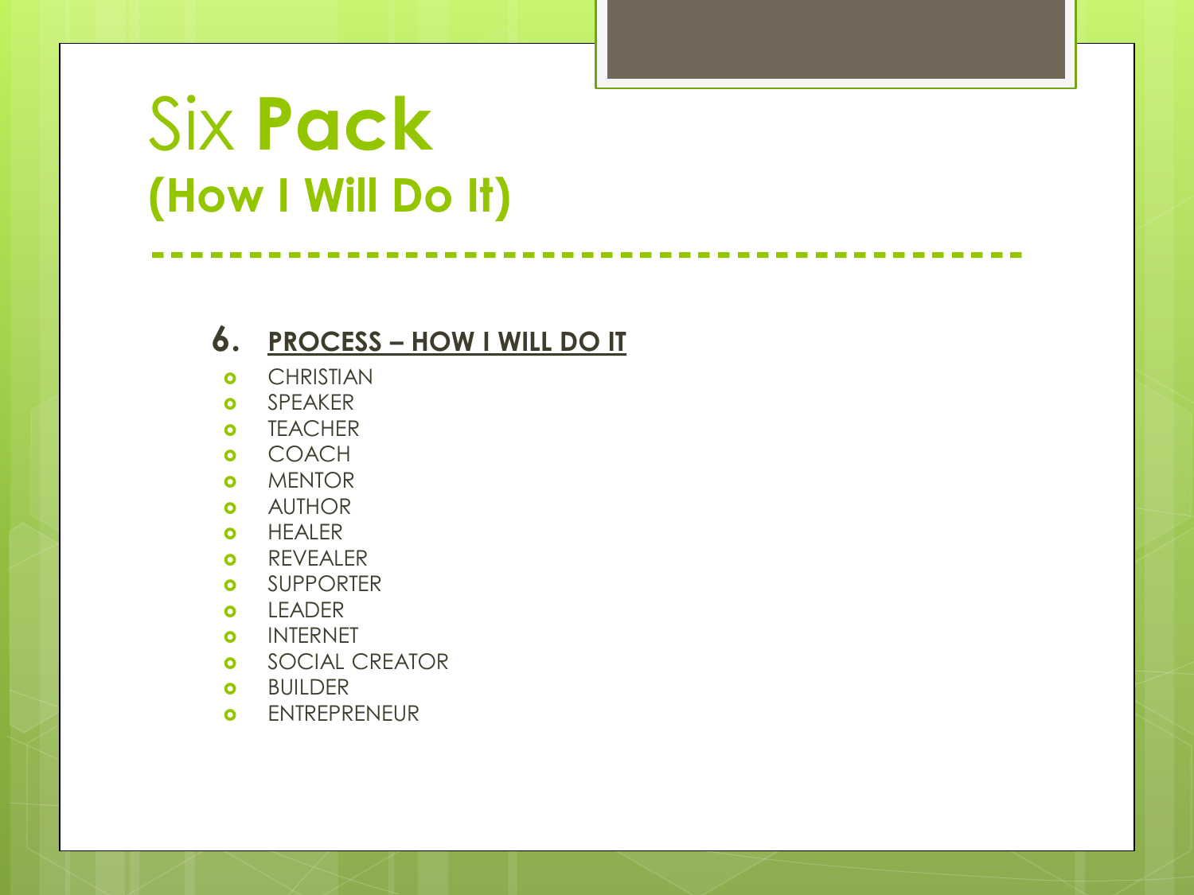# Six **Pack**
## (How I Will Do It)

### 6. PROCESS – HOW I WILL DO IT

- CHRISTIAN
- SPEAKER
- TEACHER
- COACH
- MENTOR
- AUTHOR
- HEALER
- REVEALER
- SUPPORTER
- LEADER
- INTERNET
- SOCIAL CREATOR
- BUILDER
- ENTREPRENEUR